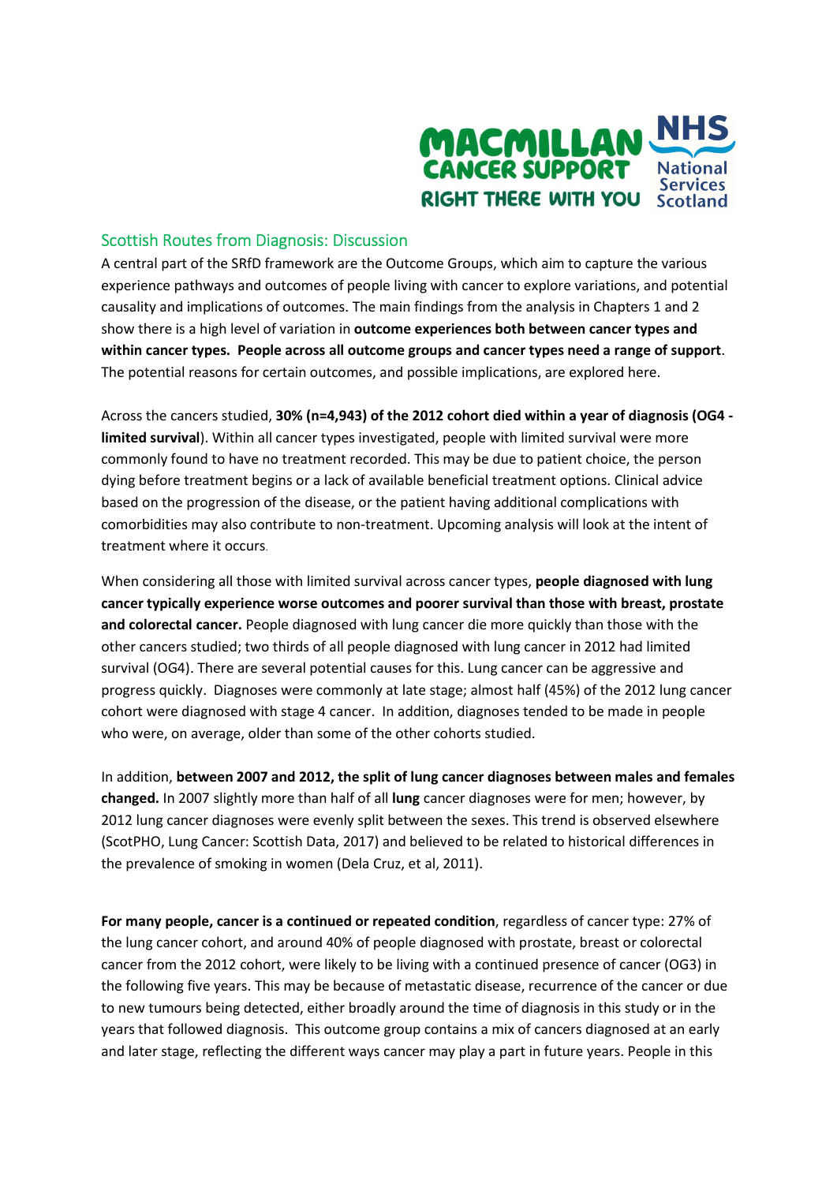## Scottish Routes from Diagnosis: Discussion

A central part of the SRfD framework are the Outcome Groups, which aim to capture the various experience pathways and outcomes of people living with cancer to explore variations, and potential causality and implications of outcomes. The main findings from the analysis in Chapters 1 and 2 show there is a high level of variation in **outcome experiences both between cancer types and within cancer types. People across all outcome groups and cancer types need a range of support**. The potential reasons for certain outcomes, and possible implications, are explored here.

Across the cancers studied, **30% (n=4,943) of the 2012 cohort died within a year of diagnosis (OG4 - limited survival**). Within all cancer types investigated, people with limited survival were more commonly found to have no treatment recorded. This may be due to patient choice, the person dying before treatment begins or a lack of available beneficial treatment options. Clinical advice based on the progression of the disease, or the patient having additional complications with comorbidities may also contribute to non-treatment. Upcoming analysis will look at the intent of treatment where it occurs.

When considering all those with limited survival across cancer types, **people diagnosed with lung cancer typically experience worse outcomes and poorer survival than those with breast, prostate and colorectal cancer.** People diagnosed with lung cancer die more quickly than those with the other cancers studied; two thirds of all people diagnosed with lung cancer in 2012 had limited survival (OG4). There are several potential causes for this. Lung cancer can be aggressive and progress quickly. Diagnoses were commonly at late stage; almost half (45%) of the 2012 lung cancer cohort were diagnosed with stage 4 cancer. In addition, diagnoses tended to be made in people who were, on average, older than some of the other cohorts studied.

In addition, **between 2007 and 2012, the split of lung cancer diagnoses between males and females changed.** In 2007 slightly more than half of all **lung** cancer diagnoses were for men; however, by 2012 lung cancer diagnoses were evenly split between the sexes. This trend is observed elsewhere (ScotPHO, Lung Cancer: Scottish Data, 2017) and believed to be related to historical differences in the prevalence of smoking in women (Dela Cruz, et al, 2011).

**For many people, cancer is a continued or repeated condition**, regardless of cancer type: 27% of the lung cancer cohort, and around 40% of people diagnosed with prostate, breast or colorectal cancer from the 2012 cohort, were likely to be living with a continued presence of cancer (OG3) in the following five years. This may be because of metastatic disease, recurrence of the cancer or due to new tumours being detected, either broadly around the time of diagnosis in this study or in the years that followed diagnosis. This outcome group contains a mix of cancers diagnosed at an early and later stage, reflecting the different ways cancer may play a part in future years. People in this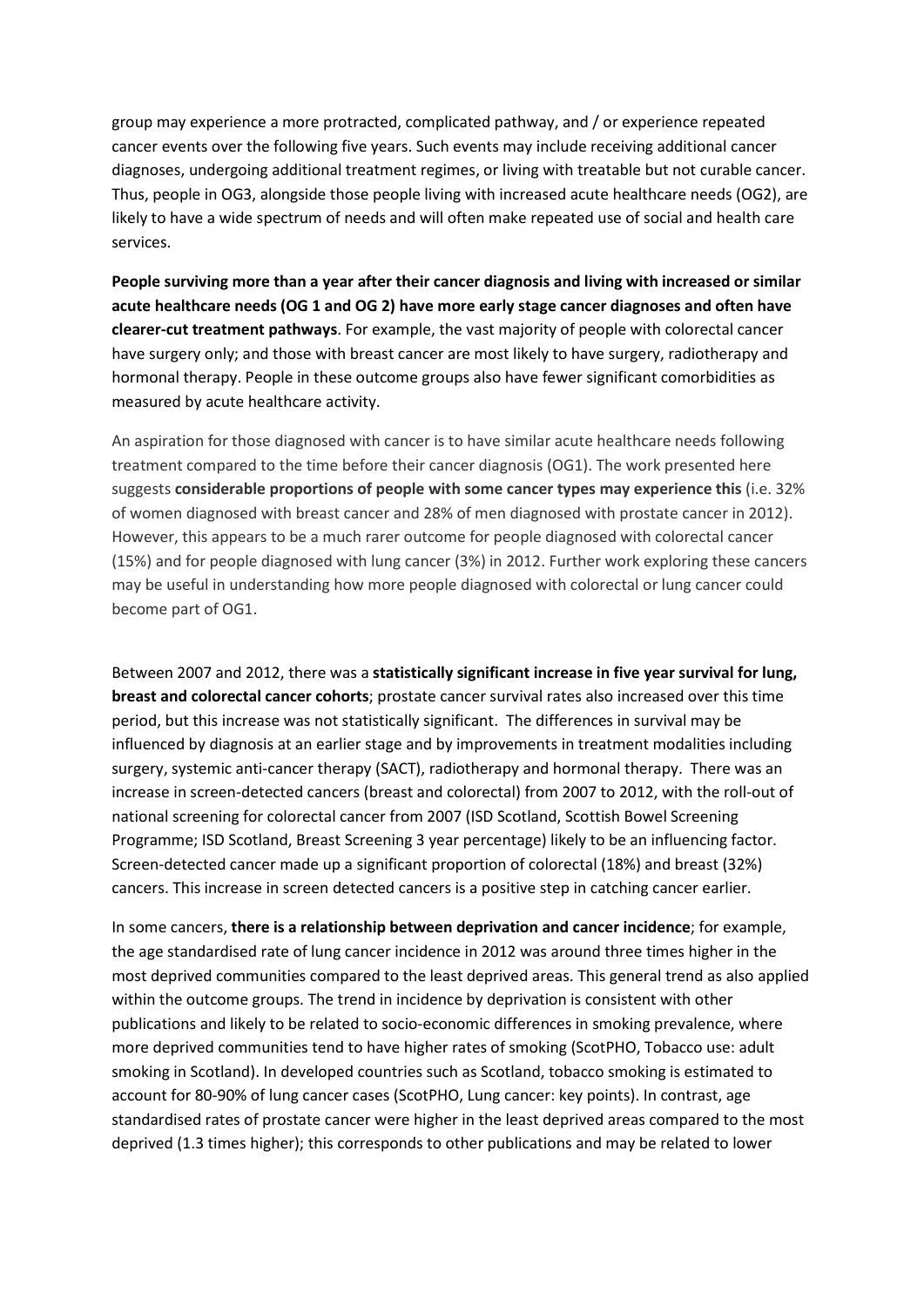group may experience a more protracted, complicated pathway, and / or experience repeated cancer events over the following five years. Such events may include receiving additional cancer diagnoses, undergoing additional treatment regimes, or living with treatable but not curable cancer. Thus, people in OG3, alongside those people living with increased acute healthcare needs (OG2), are likely to have a wide spectrum of needs and will often make repeated use of social and health care services.

**People surviving more than a year after their cancer diagnosis and living with increased or similar acute healthcare needs (OG 1 and OG 2) have more early stage cancer diagnoses and often have clearer-cut treatment pathways**. For example, the vast majority of people with colorectal cancer have surgery only; and those with breast cancer are most likely to have surgery, radiotherapy and hormonal therapy. People in these outcome groups also have fewer significant comorbidities as measured by acute healthcare activity.

An aspiration for those diagnosed with cancer is to have similar acute healthcare needs following treatment compared to the time before their cancer diagnosis (OG1). The work presented here suggests **considerable proportions of people with some cancer types may experience this** (i.e. 32% of women diagnosed with breast cancer and 28% of men diagnosed with prostate cancer in 2012). However, this appears to be a much rarer outcome for people diagnosed with colorectal cancer (15%) and for people diagnosed with lung cancer (3%) in 2012. Further work exploring these cancers may be useful in understanding how more people diagnosed with colorectal or lung cancer could become part of OG1.

Between 2007 and 2012, there was a **statistically significant increase in five year survival for lung, breast and colorectal cancer cohorts**; prostate cancer survival rates also increased over this time period, but this increase was not statistically significant. The differences in survival may be influenced by diagnosis at an earlier stage and by improvements in treatment modalities including surgery, systemic anti-cancer therapy (SACT), radiotherapy and hormonal therapy. There was an increase in screen-detected cancers (breast and colorectal) from 2007 to 2012, with the roll-out of national screening for colorectal cancer from 2007 (ISD Scotland, Scottish Bowel Screening Programme; ISD Scotland, Breast Screening 3 year percentage) likely to be an influencing factor. Screen-detected cancer made up a significant proportion of colorectal (18%) and breast (32%) cancers. This increase in screen detected cancers is a positive step in catching cancer earlier.

In some cancers, **there is a relationship between deprivation and cancer incidence**; for example, the age standardised rate of lung cancer incidence in 2012 was around three times higher in the most deprived communities compared to the least deprived areas. This general trend as also applied within the outcome groups. The trend in incidence by deprivation is consistent with other publications and likely to be related to socio-economic differences in smoking prevalence, where more deprived communities tend to have higher rates of smoking (ScotPHO, Tobacco use: adult smoking in Scotland). In developed countries such as Scotland, tobacco smoking is estimated to account for 80-90% of lung cancer cases (ScotPHO, Lung cancer: key points). In contrast, age standardised rates of prostate cancer were higher in the least deprived areas compared to the most deprived (1.3 times higher); this corresponds to other publications and may be related to lower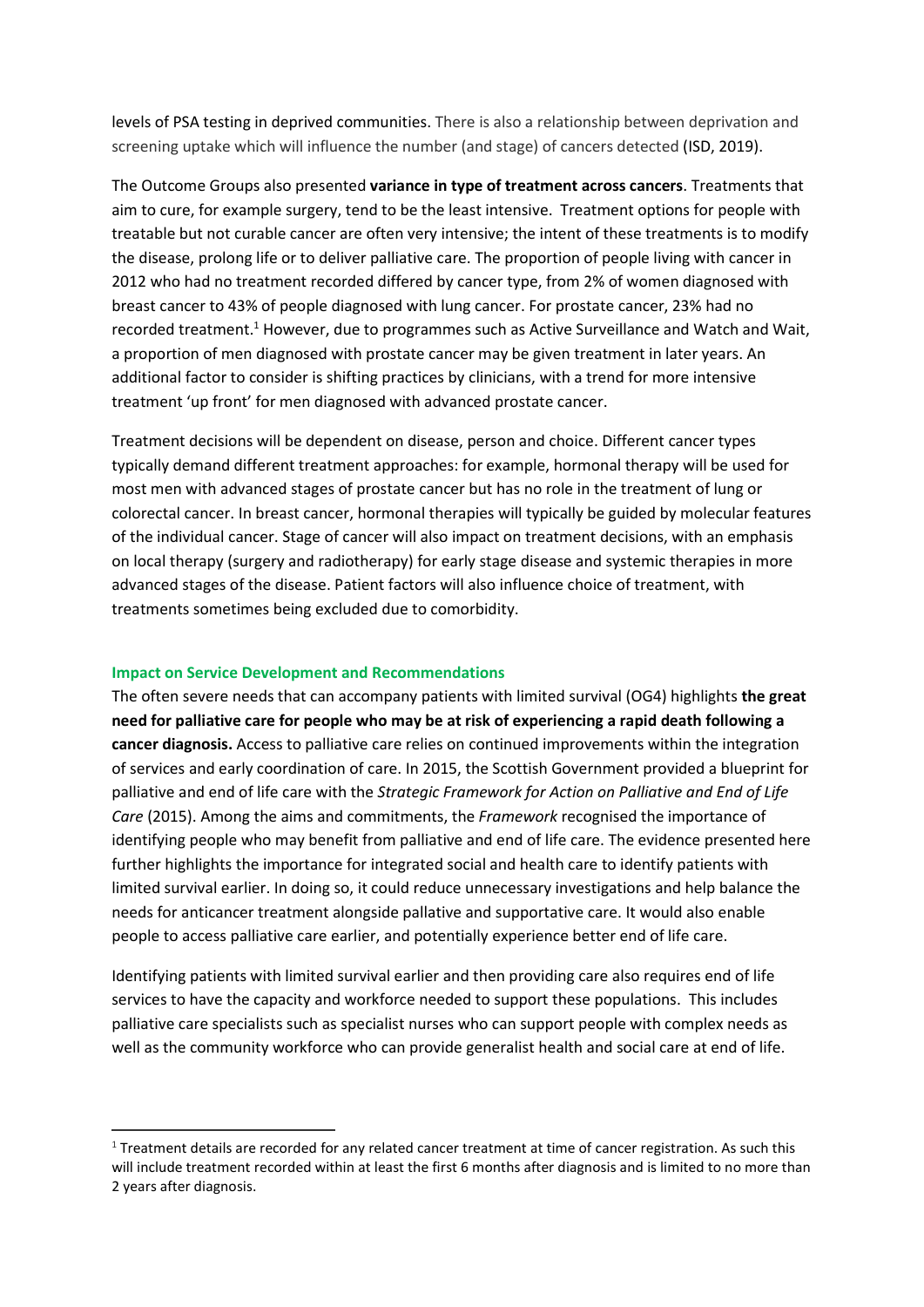levels of PSA testing in deprived communities. There is also a relationship between deprivation and screening uptake which will influence the number (and stage) of cancers detected (ISD, 2019).

The Outcome Groups also presented **variance in type of treatment across cancers**. Treatments that aim to cure, for example surgery, tend to be the least intensive. Treatment options for people with treatable but not curable cancer are often very intensive; the intent of these treatments is to modify the disease, prolong life or to deliver palliative care. The proportion of people living with cancer in 2012 who had no treatment recorded differed by cancer type, from 2% of women diagnosed with breast cancer to 43% of people diagnosed with lung cancer. For prostate cancer, 23% had no recorded treatment.[1] However, due to programmes such as Active Surveillance and Watch and Wait, a proportion of men diagnosed with prostate cancer may be given treatment in later years. An additional factor to consider is shifting practices by clinicians, with a trend for more intensive treatment 'up front' for men diagnosed with advanced prostate cancer.

Treatment decisions will be dependent on disease, person and choice. Different cancer types typically demand different treatment approaches: for example, hormonal therapy will be used for most men with advanced stages of prostate cancer but has no role in the treatment of lung or colorectal cancer. In breast cancer, hormonal therapies will typically be guided by molecular features of the individual cancer. Stage of cancer will also impact on treatment decisions, with an emphasis on local therapy (surgery and radiotherapy) for early stage disease and systemic therapies in more advanced stages of the disease. Patient factors will also influence choice of treatment, with treatments sometimes being excluded due to comorbidity.

### Impact on Service Development and Recommendations

The often severe needs that can accompany patients with limited survival (OG4) highlights **the great need for palliative care for people who may be at risk of experiencing a rapid death following a cancer diagnosis.** Access to palliative care relies on continued improvements within the integration of services and early coordination of care. In 2015, the Scottish Government provided a blueprint for palliative and end of life care with the *Strategic Framework for Action on Palliative and End of Life Care* (2015). Among the aims and commitments, the *Framework* recognised the importance of identifying people who may benefit from palliative and end of life care. The evidence presented here further highlights the importance for integrated social and health care to identify patients with limited survival earlier. In doing so, it could reduce unnecessary investigations and help balance the needs for anticancer treatment alongside pallative and supportative care. It would also enable people to access palliative care earlier, and potentially experience better end of life care.

Identifying patients with limited survival earlier and then providing care also requires end of life services to have the capacity and workforce needed to support these populations. This includes palliative care specialists such as specialist nurses who can support people with complex needs as well as the community workforce who can provide generalist health and social care at end of life.

---

[1] Treatment details are recorded for any related cancer treatment at time of cancer registration. As such this will include treatment recorded within at least the first 6 months after diagnosis and is limited to no more than 2 years after diagnosis.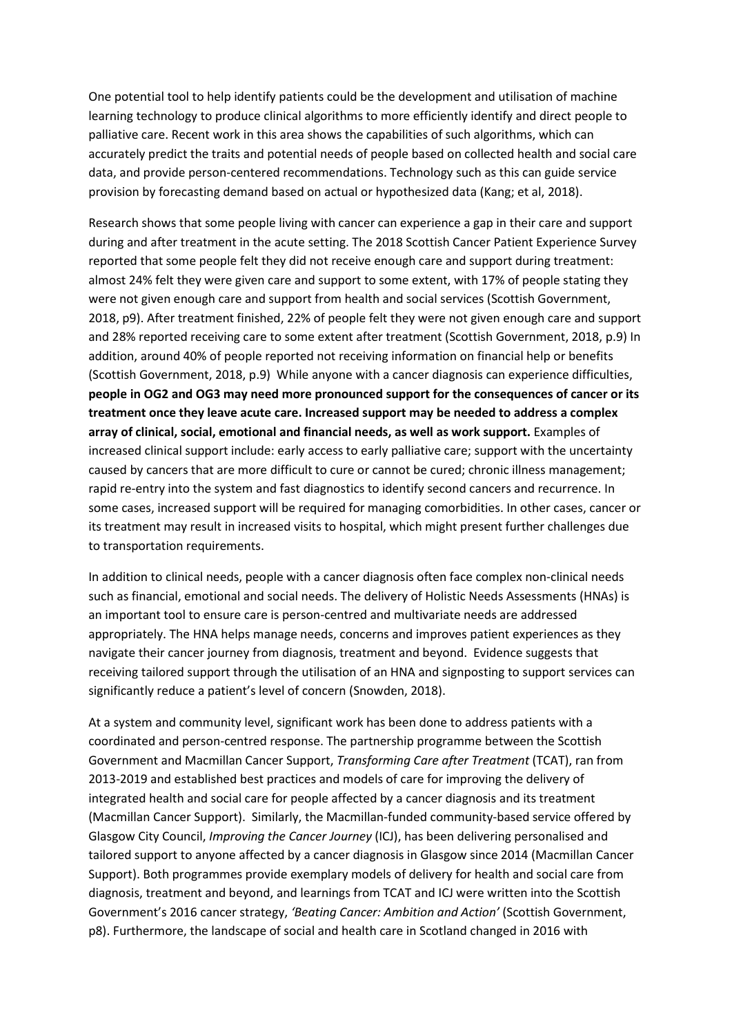One potential tool to help identify patients could be the development and utilisation of machine learning technology to produce clinical algorithms to more efficiently identify and direct people to palliative care. Recent work in this area shows the capabilities of such algorithms, which can accurately predict the traits and potential needs of people based on collected health and social care data, and provide person-centered recommendations. Technology such as this can guide service provision by forecasting demand based on actual or hypothesized data (Kang; et al, 2018).

Research shows that some people living with cancer can experience a gap in their care and support during and after treatment in the acute setting. The 2018 Scottish Cancer Patient Experience Survey reported that some people felt they did not receive enough care and support during treatment: almost 24% felt they were given care and support to some extent, with 17% of people stating they were not given enough care and support from health and social services (Scottish Government, 2018, p9). After treatment finished, 22% of people felt they were not given enough care and support and 28% reported receiving care to some extent after treatment (Scottish Government, 2018, p.9) In addition, around 40% of people reported not receiving information on financial help or benefits (Scottish Government, 2018, p.9) While anyone with a cancer diagnosis can experience difficulties, **people in OG2 and OG3 may need more pronounced support for the consequences of cancer or its treatment once they leave acute care. Increased support may be needed to address a complex array of clinical, social, emotional and financial needs, as well as work support.** Examples of increased clinical support include: early access to early palliative care; support with the uncertainty caused by cancers that are more difficult to cure or cannot be cured; chronic illness management; rapid re-entry into the system and fast diagnostics to identify second cancers and recurrence. In some cases, increased support will be required for managing comorbidities. In other cases, cancer or its treatment may result in increased visits to hospital, which might present further challenges due to transportation requirements.

In addition to clinical needs, people with a cancer diagnosis often face complex non-clinical needs such as financial, emotional and social needs. The delivery of Holistic Needs Assessments (HNAs) is an important tool to ensure care is person-centred and multivariate needs are addressed appropriately. The HNA helps manage needs, concerns and improves patient experiences as they navigate their cancer journey from diagnosis, treatment and beyond. Evidence suggests that receiving tailored support through the utilisation of an HNA and signposting to support services can significantly reduce a patient's level of concern (Snowden, 2018).

At a system and community level, significant work has been done to address patients with a coordinated and person-centred response. The partnership programme between the Scottish Government and Macmillan Cancer Support, *Transforming Care after Treatment* (TCAT), ran from 2013-2019 and established best practices and models of care for improving the delivery of integrated health and social care for people affected by a cancer diagnosis and its treatment (Macmillan Cancer Support). Similarly, the Macmillan-funded community-based service offered by Glasgow City Council, *Improving the Cancer Journey* (ICJ), has been delivering personalised and tailored support to anyone affected by a cancer diagnosis in Glasgow since 2014 (Macmillan Cancer Support). Both programmes provide exemplary models of delivery for health and social care from diagnosis, treatment and beyond, and learnings from TCAT and ICJ were written into the Scottish Government's 2016 cancer strategy, *'Beating Cancer: Ambition and Action'* (Scottish Government, p8). Furthermore, the landscape of social and health care in Scotland changed in 2016 with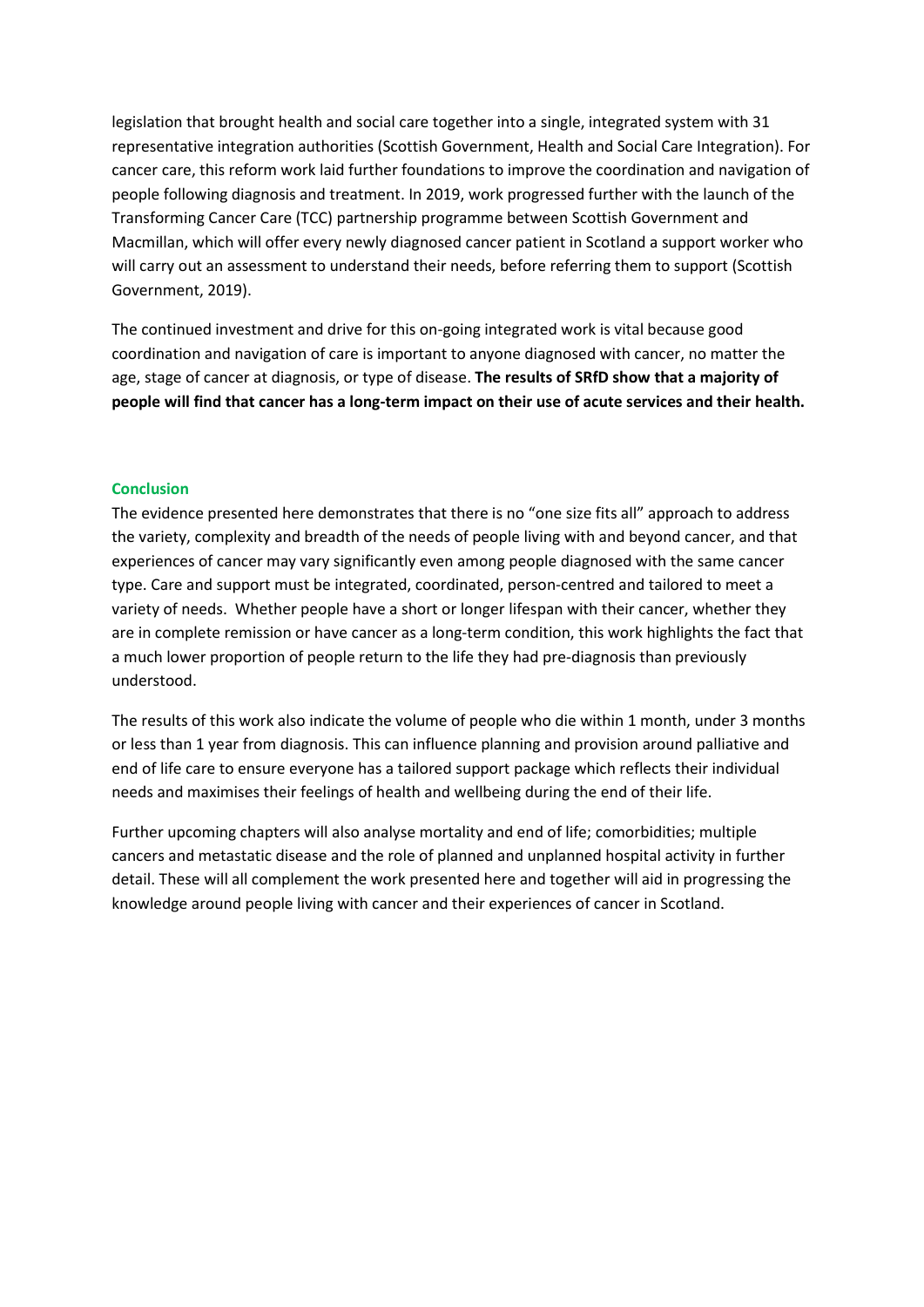legislation that brought health and social care together into a single, integrated system with 31 representative integration authorities (Scottish Government, Health and Social Care Integration). For cancer care, this reform work laid further foundations to improve the coordination and navigation of people following diagnosis and treatment. In 2019, work progressed further with the launch of the Transforming Cancer Care (TCC) partnership programme between Scottish Government and Macmillan, which will offer every newly diagnosed cancer patient in Scotland a support worker who will carry out an assessment to understand their needs, before referring them to support (Scottish Government, 2019).

The continued investment and drive for this on-going integrated work is vital because good coordination and navigation of care is important to anyone diagnosed with cancer, no matter the age, stage of cancer at diagnosis, or type of disease. **The results of SRfD show that a majority of people will find that cancer has a long-term impact on their use of acute services and their health.**

## Conclusion

The evidence presented here demonstrates that there is no "one size fits all" approach to address the variety, complexity and breadth of the needs of people living with and beyond cancer, and that experiences of cancer may vary significantly even among people diagnosed with the same cancer type. Care and support must be integrated, coordinated, person-centred and tailored to meet a variety of needs. Whether people have a short or longer lifespan with their cancer, whether they are in complete remission or have cancer as a long-term condition, this work highlights the fact that a much lower proportion of people return to the life they had pre-diagnosis than previously understood.

The results of this work also indicate the volume of people who die within 1 month, under 3 months or less than 1 year from diagnosis. This can influence planning and provision around palliative and end of life care to ensure everyone has a tailored support package which reflects their individual needs and maximises their feelings of health and wellbeing during the end of their life.

Further upcoming chapters will also analyse mortality and end of life; comorbidities; multiple cancers and metastatic disease and the role of planned and unplanned hospital activity in further detail. These will all complement the work presented here and together will aid in progressing the knowledge around people living with cancer and their experiences of cancer in Scotland.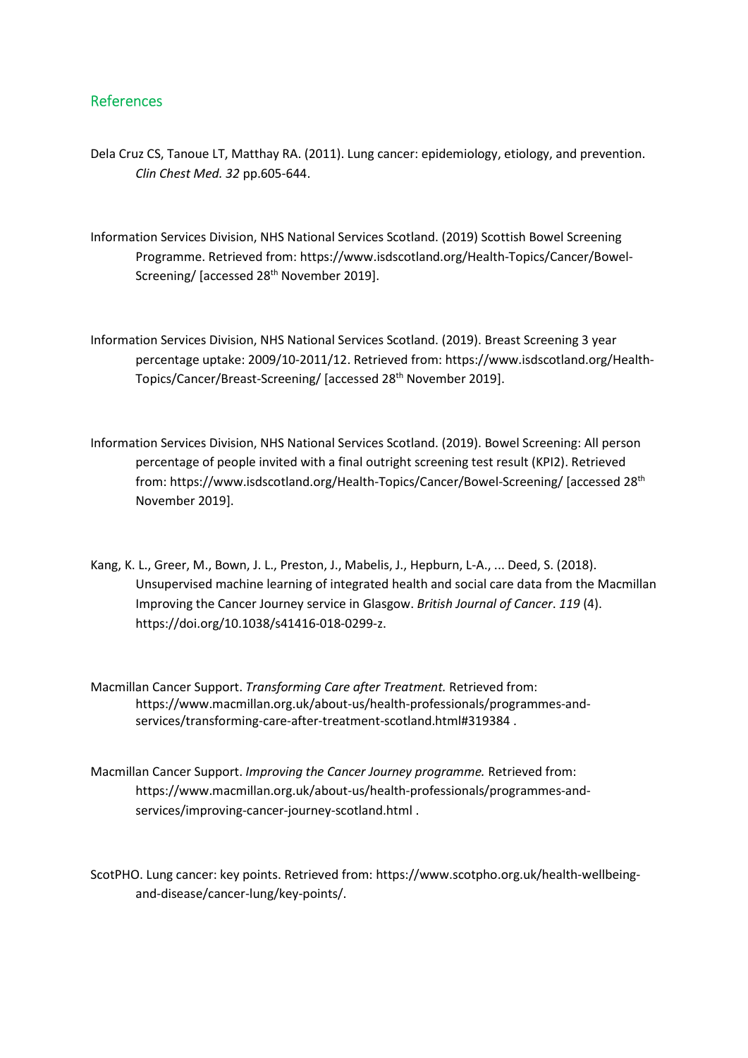## References

Dela Cruz CS, Tanoue LT, Matthay RA. (2011). Lung cancer: epidemiology, etiology, and prevention. *Clin Chest Med. 32* pp.605-644.

Information Services Division, NHS National Services Scotland. (2019) Scottish Bowel Screening Programme. Retrieved from: https://www.isdscotland.org/Health-Topics/Cancer/Bowel-Screening/ [accessed 28th November 2019].

Information Services Division, NHS National Services Scotland. (2019). Breast Screening 3 year percentage uptake: 2009/10-2011/12. Retrieved from: https://www.isdscotland.org/Health-Topics/Cancer/Breast-Screening/ [accessed 28th November 2019].

Information Services Division, NHS National Services Scotland. (2019). Bowel Screening: All person percentage of people invited with a final outright screening test result (KPI2). Retrieved from: https://www.isdscotland.org/Health-Topics/Cancer/Bowel-Screening/ [accessed 28th November 2019].

Kang, K. L., Greer, M., Bown, J. L., Preston, J., Mabelis, J., Hepburn, L-A., ... Deed, S. (2018). Unsupervised machine learning of integrated health and social care data from the Macmillan Improving the Cancer Journey service in Glasgow. *British Journal of Cancer*. *119* (4). https://doi.org/10.1038/s41416-018-0299-z.

Macmillan Cancer Support. *Transforming Care after Treatment.* Retrieved from: https://www.macmillan.org.uk/about-us/health-professionals/programmes-and-services/transforming-care-after-treatment-scotland.html#319384 .

Macmillan Cancer Support. *Improving the Cancer Journey programme.* Retrieved from: https://www.macmillan.org.uk/about-us/health-professionals/programmes-and-services/improving-cancer-journey-scotland.html .

ScotPHO. Lung cancer: key points. Retrieved from: https://www.scotpho.org.uk/health-wellbeing-and-disease/cancer-lung/key-points/.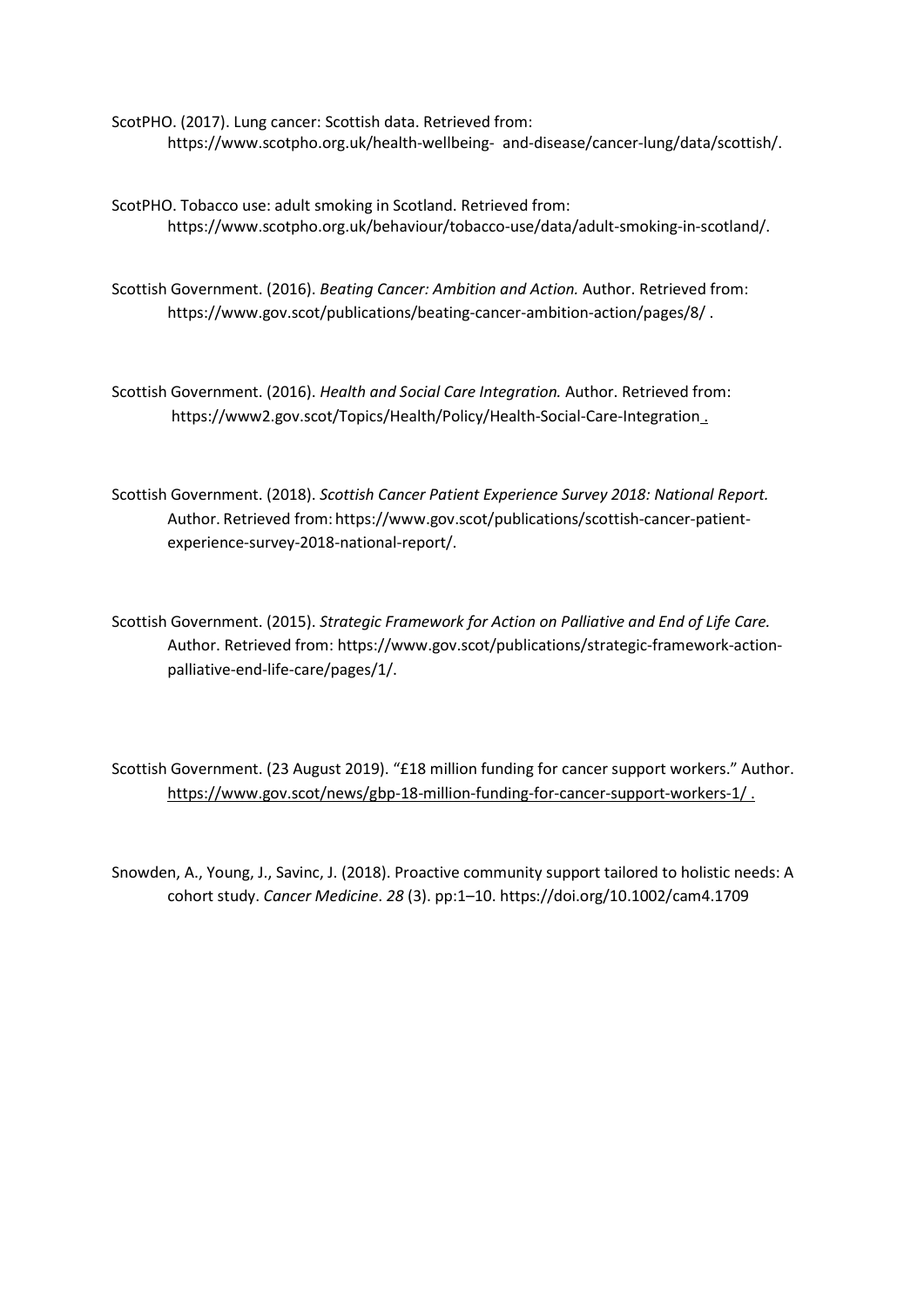ScotPHO. (2017). Lung cancer: Scottish data. Retrieved from: https://www.scotpho.org.uk/health-wellbeing- and-disease/cancer-lung/data/scottish/.

ScotPHO. Tobacco use: adult smoking in Scotland. Retrieved from: https://www.scotpho.org.uk/behaviour/tobacco-use/data/adult-smoking-in-scotland/.

Scottish Government. (2016). *Beating Cancer: Ambition and Action.* Author. Retrieved from: https://www.gov.scot/publications/beating-cancer-ambition-action/pages/8/ .

Scottish Government. (2016). *Health and Social Care Integration.* Author. Retrieved from: https://www2.gov.scot/Topics/Health/Policy/Health-Social-Care-Integration .

Scottish Government. (2018). *Scottish Cancer Patient Experience Survey 2018: National Report.* Author. Retrieved from: https://www.gov.scot/publications/scottish-cancer-patient-experience-survey-2018-national-report/.

Scottish Government. (2015). *Strategic Framework for Action on Palliative and End of Life Care.* Author. Retrieved from: https://www.gov.scot/publications/strategic-framework-action-palliative-end-life-care/pages/1/.

Scottish Government. (23 August 2019). "£18 million funding for cancer support workers." Author. https://www.gov.scot/news/gbp-18-million-funding-for-cancer-support-workers-1/ .

Snowden, A., Young, J., Savinc, J. (2018). Proactive community support tailored to holistic needs: A cohort study. *Cancer Medicine*. *28* (3). pp:1–10. https://doi.org/10.1002/cam4.1709